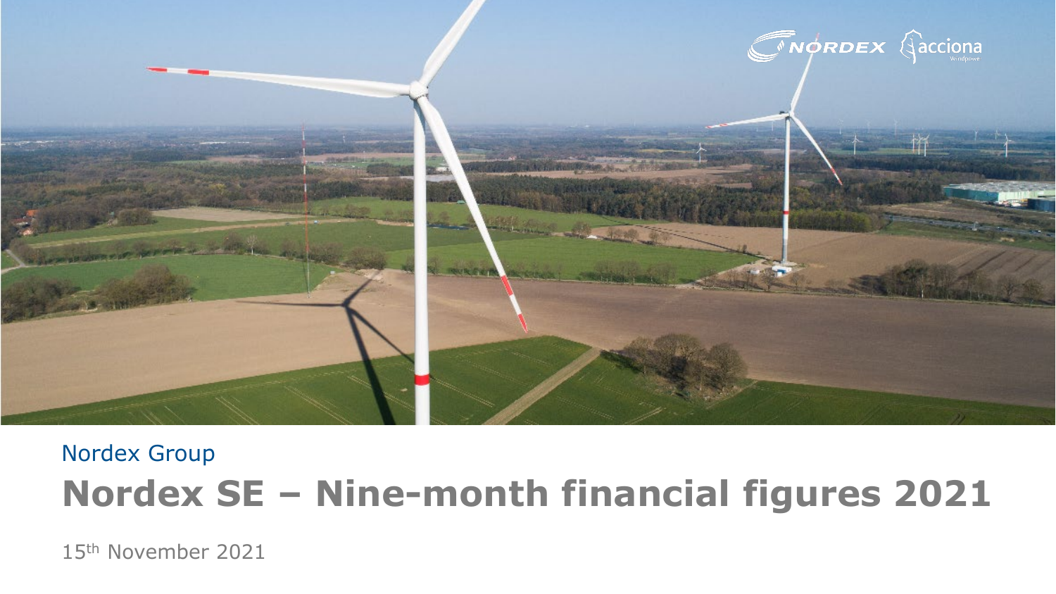Nordex Group

# Nordex SE – Nine-month financial figures 2021

15th November 2021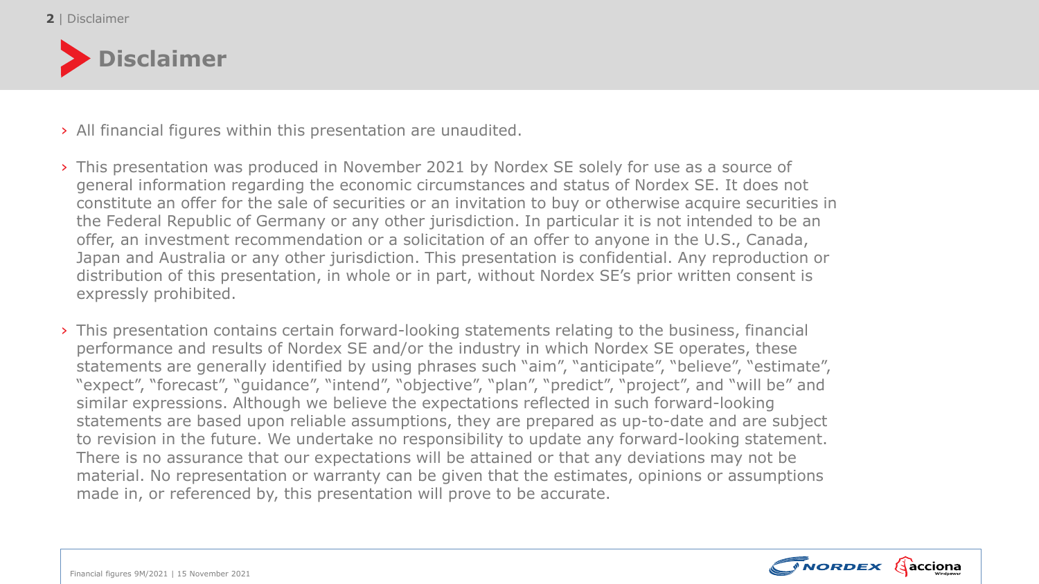# Disclaimer

- All financial figures within this presentation are unaudited.
- This presentation was produced in November 2021 by Nordex SE solely for use as a source of general information regarding the economic circumstances and status of Nordex SE. It does not constitute an offer for the sale of securities or an invitation to buy or otherwise acquire securities in the Federal Republic of Germany or any other jurisdiction. In particular it is not intended to be an offer, an investment recommendation or a solicitation of an offer to anyone in the U.S., Canada, Japan and Australia or any other jurisdiction. This presentation is confidential. Any reproduction or distribution of this presentation, in whole or in part, without Nordex SE's prior written consent is expressly prohibited.
- This presentation contains certain forward-looking statements relating to the business, financial performance and results of Nordex SE and/or the industry in which Nordex SE operates, these statements are generally identified by using phrases such "aim", "anticipate", "believe", "estimate", "expect", "forecast", "guidance", "intend", "objective", "plan", "predict", "project", and "will be" and similar expressions. Although we believe the expectations reflected in such forward-looking statements are based upon reliable assumptions, they are prepared as up-to-date and are subject to revision in the future. We undertake no responsibility to update any forward-looking statement. There is no assurance that our expectations will be attained or that any deviations may not be material. No representation or warranty can be given that the estimates, opinions or assumptions made in, or referenced by, this presentation will prove to be accurate.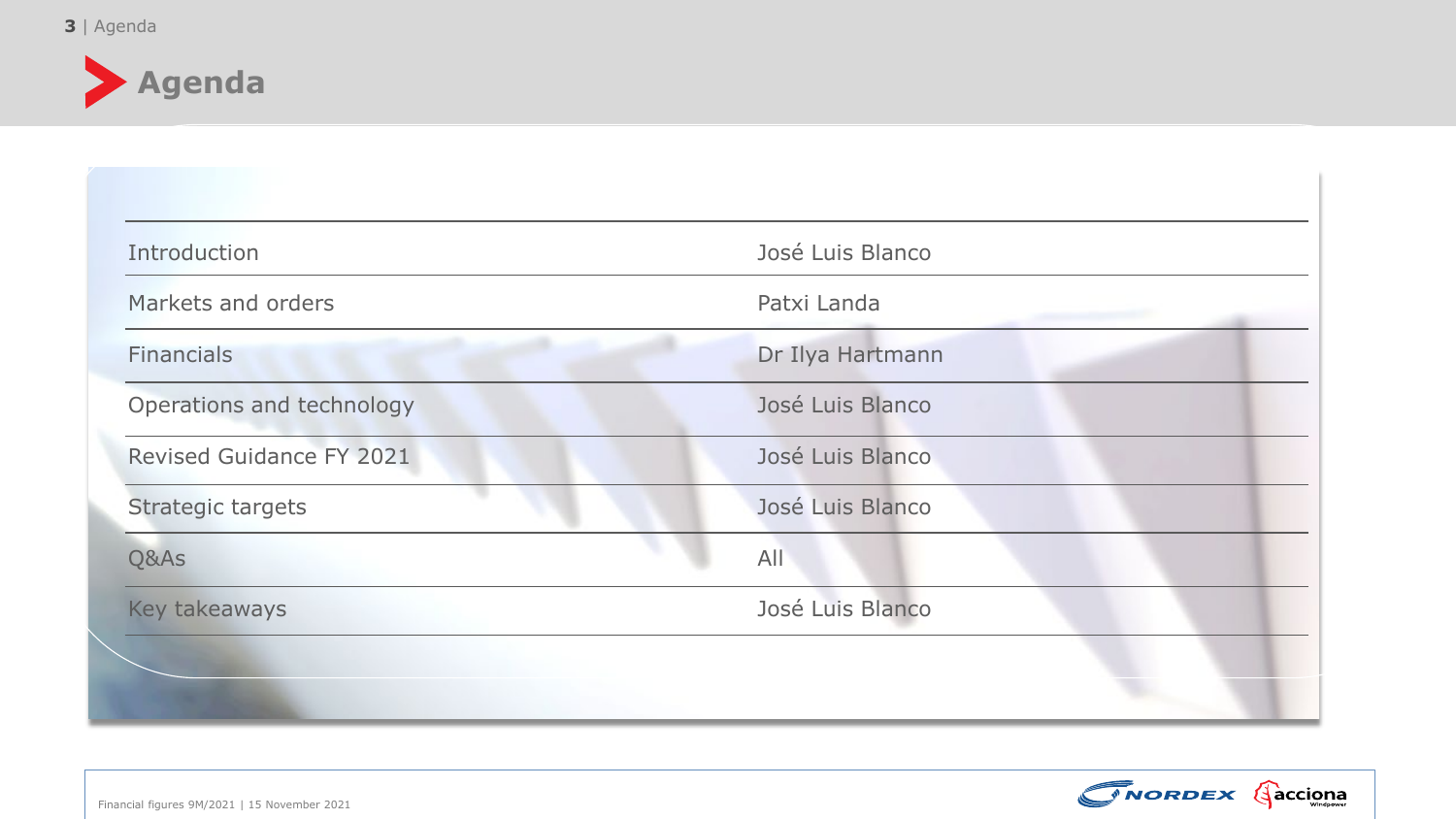# Agenda

| | |
|---|---|
| Introduction | José Luis Blanco |
| Markets and orders | Patxi Landa |
| Financials | Dr Ilya Hartmann |
| Operations and technology | José Luis Blanco |
| Revised Guidance FY 2021 | José Luis Blanco |
| Strategic targets | José Luis Blanco |
| Q&As | All |
| Key takeaways | José Luis Blanco |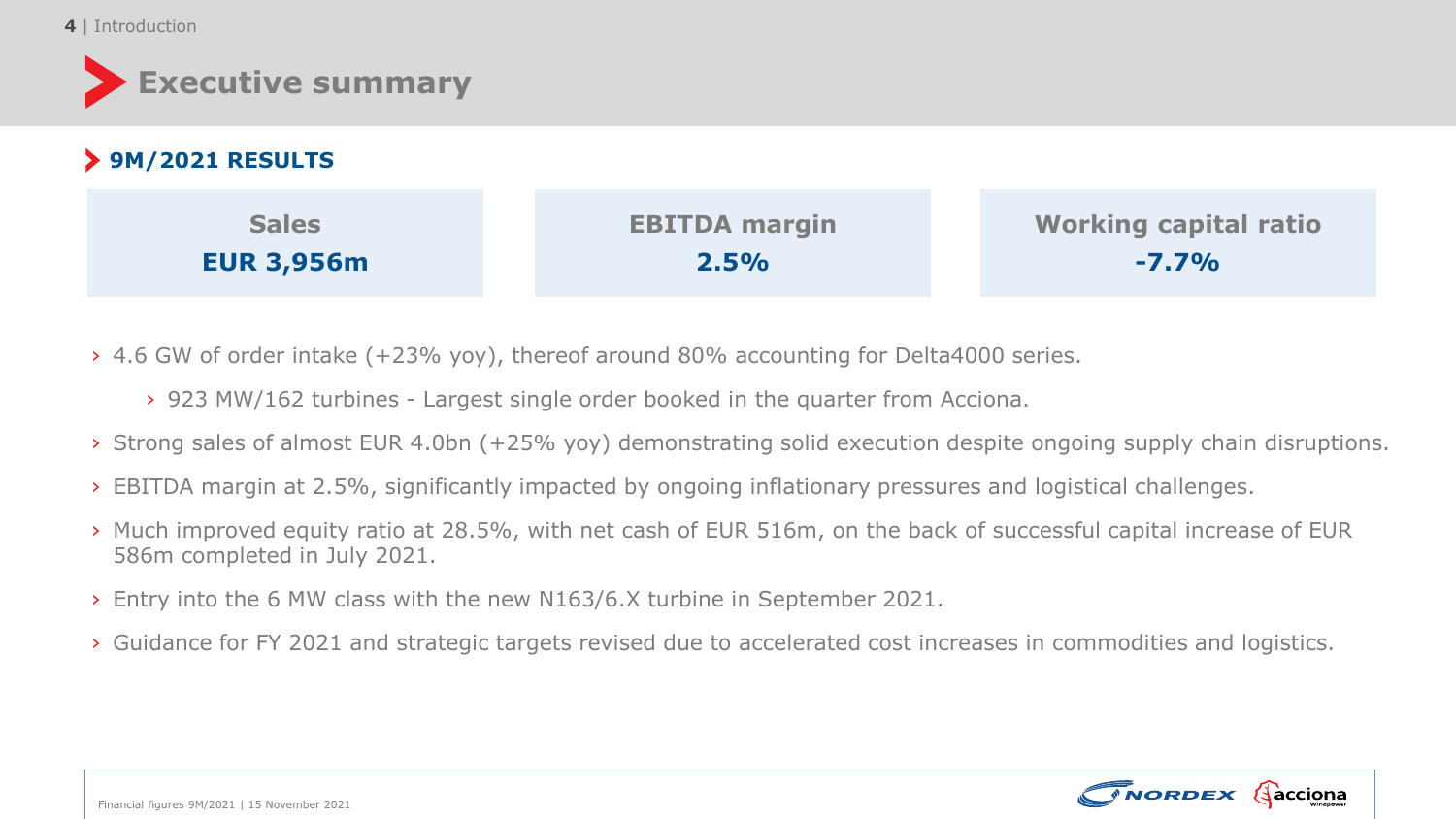# Executive summary

## 9M/2021 RESULTS

| Sales | EBITDA margin | Working capital ratio |
|---|---|---|
| **EUR 3,956m** | **2.5%** | **-7.7%** |

- 4.6 GW of order intake (+23% yoy), thereof around 80% accounting for Delta4000 series.
  - 923 MW/162 turbines - Largest single order booked in the quarter from Acciona.
- Strong sales of almost EUR 4.0bn (+25% yoy) demonstrating solid execution despite ongoing supply chain disruptions.
- EBITDA margin at 2.5%, significantly impacted by ongoing inflationary pressures and logistical challenges.
- Much improved equity ratio at 28.5%, with net cash of EUR 516m, on the back of successful capital increase of EUR 586m completed in July 2021.
- Entry into the 6 MW class with the new N163/6.X turbine in September 2021.
- Guidance for FY 2021 and strategic targets revised due to accelerated cost increases in commodities and logistics.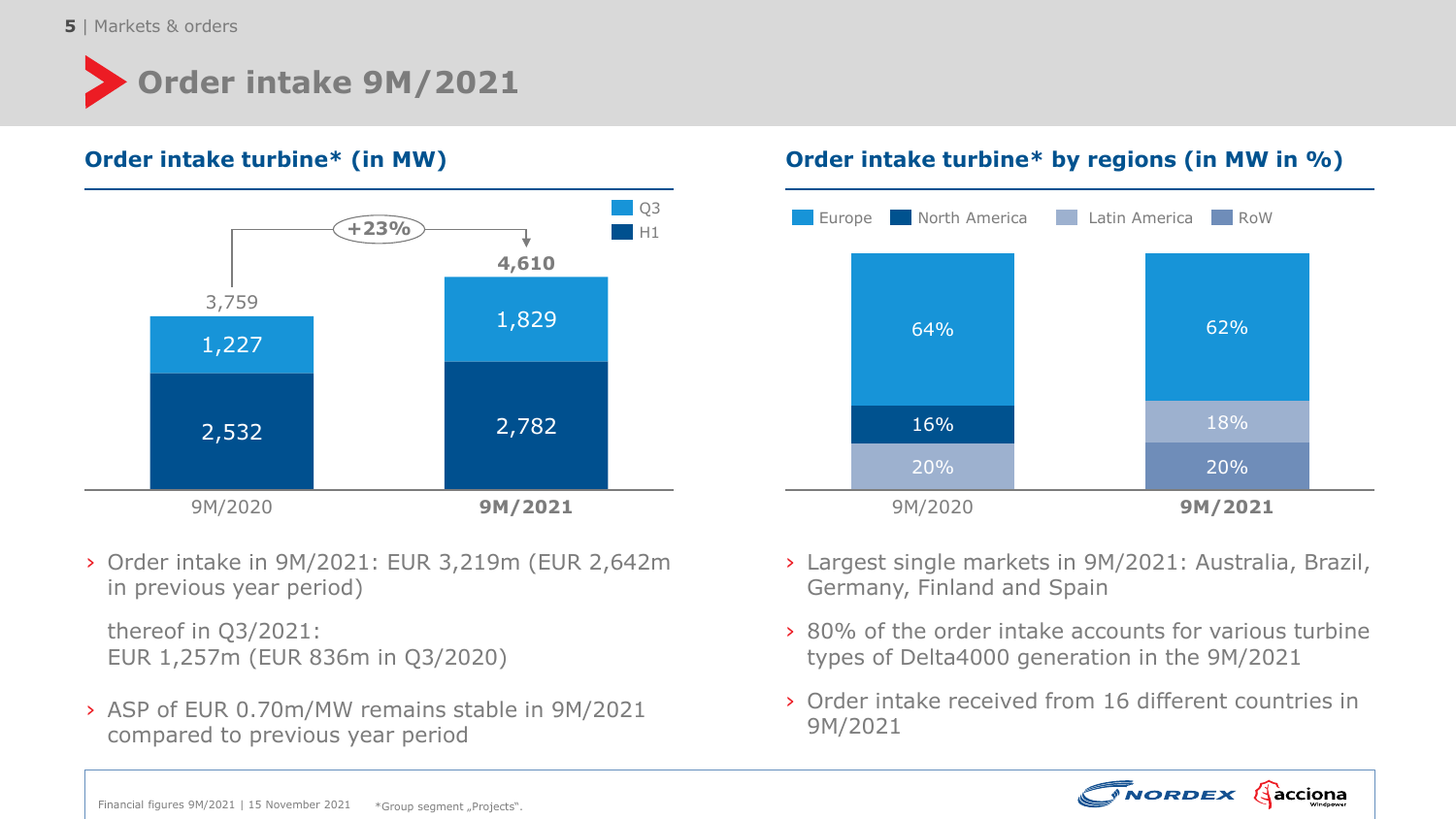# Order intake 9M/2021

## Order intake turbine* (in MW)

Q3
H1

+23%

3,759
1,227
2,532
9M/2020

4,610
1,829
2,782
**9M/2021**

- Order intake in 9M/2021: EUR 3,219m (EUR 2,642m in previous year period)

  thereof in Q3/2021:
  EUR 1,257m (EUR 836m in Q3/2020)

- ASP of EUR 0.70m/MW remains stable in 9M/2021 compared to previous year period

## Order intake turbine* by regions (in MW in %)

Europe
North America
Latin America
RoW

64%
16%
20%
9M/2020

62%
18%
20%
**9M/2021**

- Largest single markets in 9M/2021: Australia, Brazil, Germany, Finland and Spain
- 80% of the order intake accounts for various turbine types of Delta4000 generation in the 9M/2021
- Order intake received from 16 different countries in 9M/2021

*Group segment „Projects".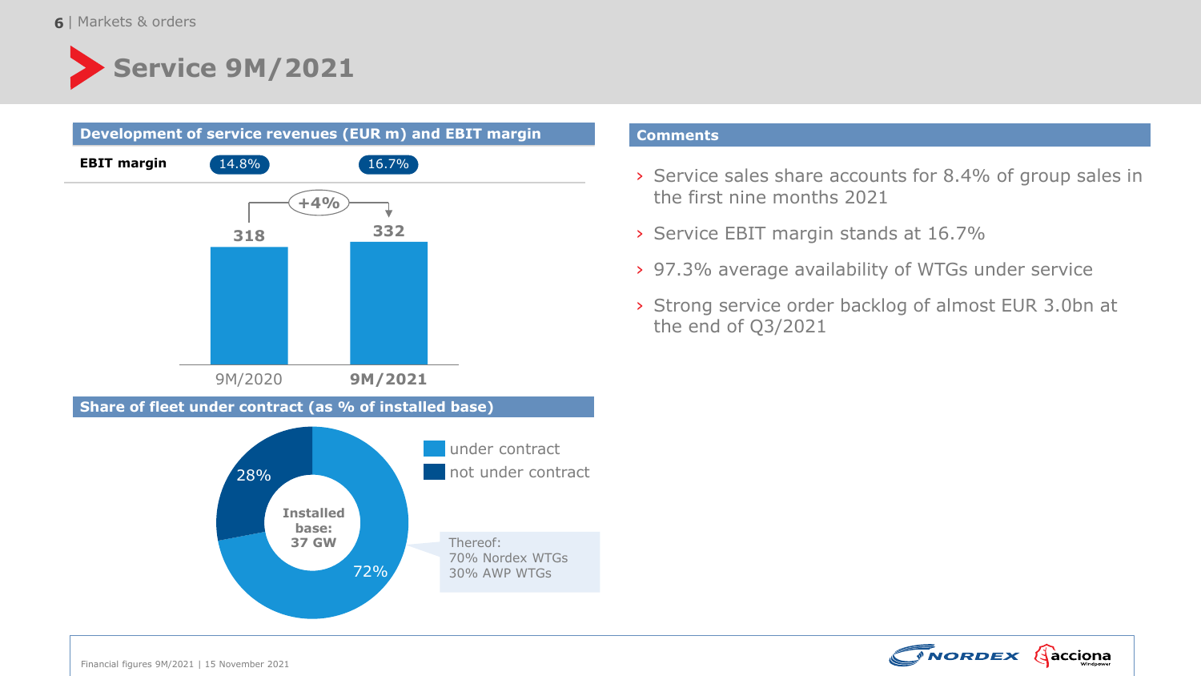# Service 9M/2021

## Development of service revenues (EUR m) and EBIT margin

EBIT margin 14.8% 16.7%

+4%

318

332

9M/2020

9M/2021

## Share of fleet under contract (as % of installed base)

28%

72%

Installed base: 37 GW

under contract

not under contract

Thereof:
70% Nordex WTGs
30% AWP WTGs

## Comments

- Service sales share accounts for 8.4% of group sales in the first nine months 2021
- Service EBIT margin stands at 16.7%
- 97.3% average availability of WTGs under service
- Strong service order backlog of almost EUR 3.0bn at the end of Q3/2021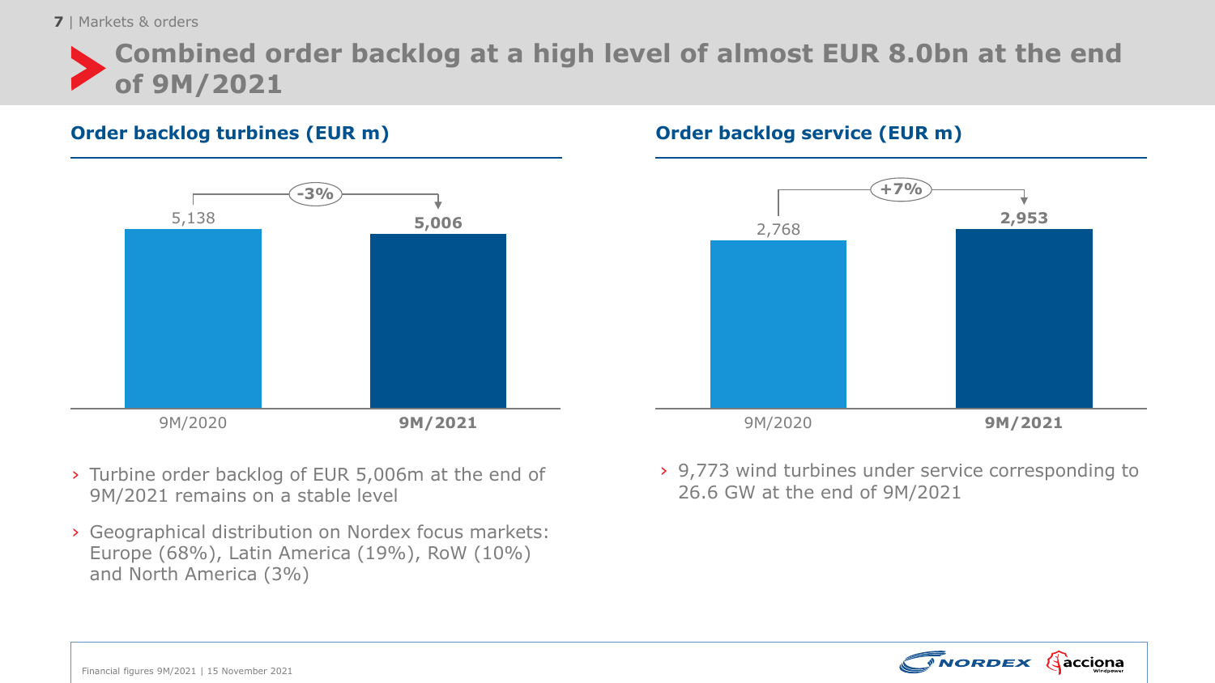# Combined order backlog at a high level of almost EUR 8.0bn at the end of 9M/2021

### Order backlog turbines (EUR m)

-3%

5,138

5,006

9M/2020

9M/2021

- Turbine order backlog of EUR 5,006m at the end of 9M/2021 remains on a stable level
- Geographical distribution on Nordex focus markets: Europe (68%), Latin America (19%), RoW (10%) and North America (3%)

### Order backlog service (EUR m)

+7%

2,768

2,953

9M/2020

9M/2021

- 9,773 wind turbines under service corresponding to 26.6 GW at the end of 9M/2021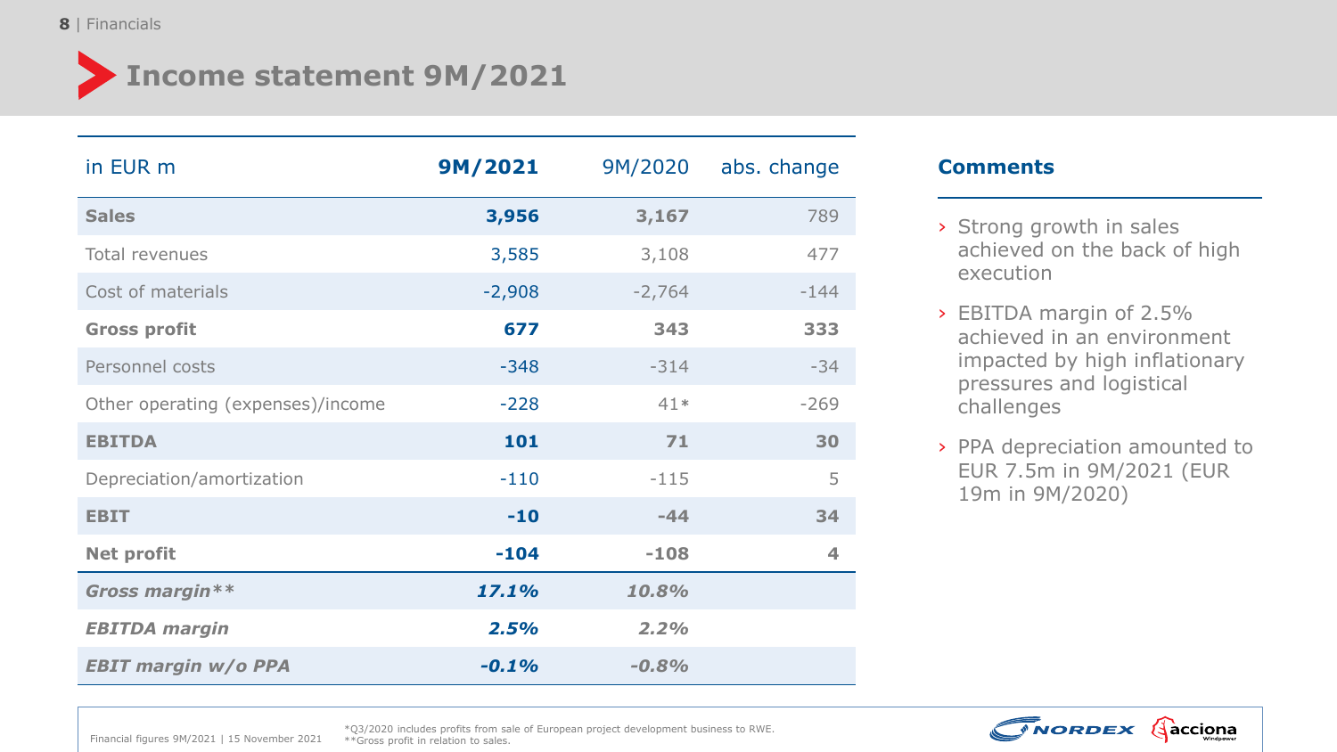# Income statement 9M/2021

| in EUR m | **9M/2021** | 9M/2020 | abs. change |
|---|---|---|---|
| **Sales** | **3,956** | **3,167** | 789 |
| Total revenues | 3,585 | 3,108 | 477 |
| Cost of materials | -2,908 | -2,764 | -144 |
| **Gross profit** | **677** | **343** | **333** |
| Personnel costs | -348 | -314 | -34 |
| Other operating (expenses)/income | -228 | 41* | -269 |
| **EBITDA** | **101** | **71** | **30** |
| Depreciation/amortization | -110 | -115 | 5 |
| **EBIT** | **-10** | **-44** | **34** |
| **Net profit** | **-104** | **-108** | **4** |
| ***Gross margin*** | ***17.1%*** | ***10.8%*** | |
| ***EBITDA margin*** | ***2.5%*** | ***2.2%*** | |
| ***EBIT margin w/o PPA*** | ***-0.1%*** | ***-0.8%*** | |

## Comments

- Strong growth in sales achieved on the back of high execution
- EBITDA margin of 2.5% achieved in an environment impacted by high inflationary pressures and logistical challenges
- PPA depreciation amounted to EUR 7.5m in 9M/2021 (EUR 19m in 9M/2020)

*Q3/2020 includes profits from sale of European project development business to RWE.
**Gross profit in relation to sales.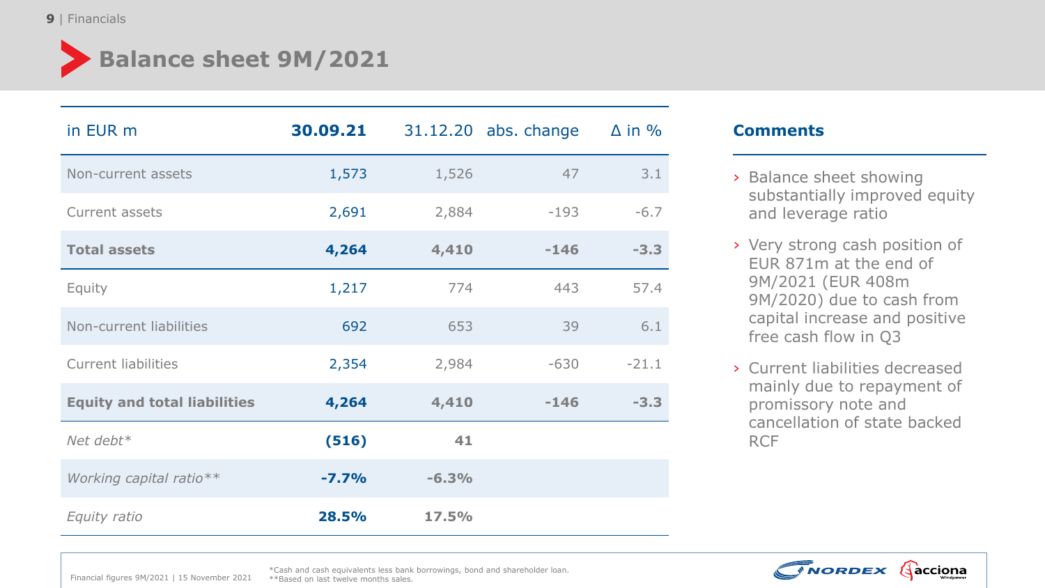# Balance sheet 9M/2021

| in EUR m | **30.09.21** | 31.12.20 | abs. change | Δ in % |
|---|---|---|---|---|
| Non-current assets | 1,573 | 1,526 | 47 | 3.1 |
| Current assets | 2,691 | 2,884 | -193 | -6.7 |
| **Total assets** | **4,264** | **4,410** | **-146** | **-3.3** |
| Equity | 1,217 | 774 | 443 | 57.4 |
| Non-current liabilities | 692 | 653 | 39 | 6.1 |
| Current liabilities | 2,354 | 2,984 | -630 | -21.1 |
| **Equity and total liabilities** | **4,264** | **4,410** | **-146** | **-3.3** |
| *Net debt** | **(516)** | **41** | | |
| *Working capital ratio*** | **-7.7%** | **-6.3%** | | |
| *Equity ratio* | **28.5%** | **17.5%** | | |

## Comments

- Balance sheet showing substantially improved equity and leverage ratio
- Very strong cash position of EUR 871m at the end of 9M/2021 (EUR 408m 9M/2020) due to cash from capital increase and positive free cash flow in Q3
- Current liabilities decreased mainly due to repayment of promissory note and cancellation of state backed RCF

*Cash and cash equivalents less bank borrowings, bond and shareholder loan.
**Based on last twelve months sales.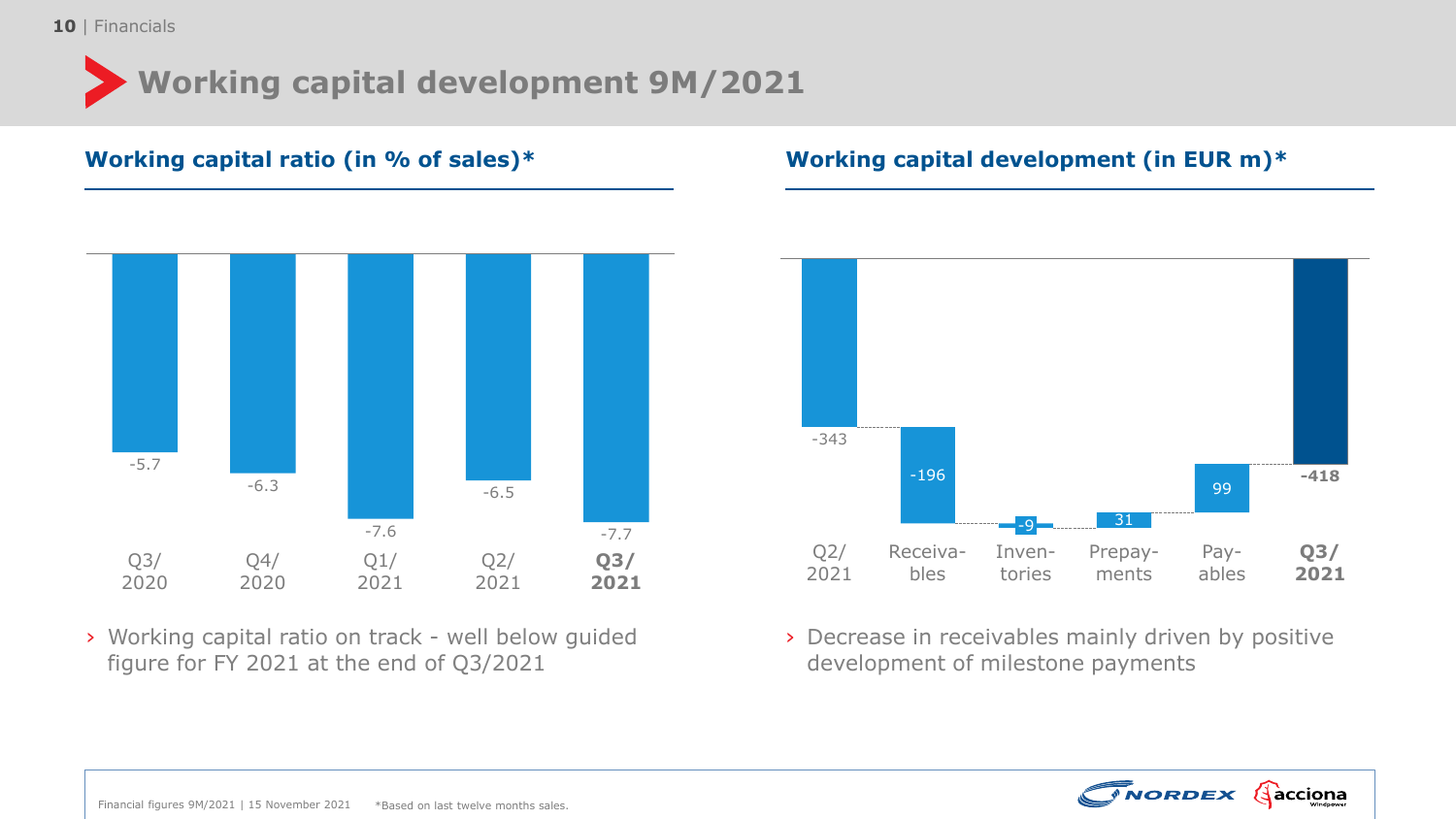# Working capital development 9M/2021

## Working capital ratio (in % of sales)*

-5.7
-6.3
-7.6
-6.5
-7.7

Q3/ 2020
Q4/ 2020
Q1/ 2021
Q2/ 2021
**Q3/ 2021**

› Working capital ratio on track - well below guided figure for FY 2021 at the end of Q3/2021

## Working capital development (in EUR m)*

-343
-196
-9
31
99
**-418**

Q2/ 2021
Receiva- bles
Inven- tories
Prepay- ments
Pay- ables
**Q3/ 2021**

› Decrease in receivables mainly driven by positive development of milestone payments

Financial figures 9M/2021 | 15 November 2021

*Based on last twelve months sales.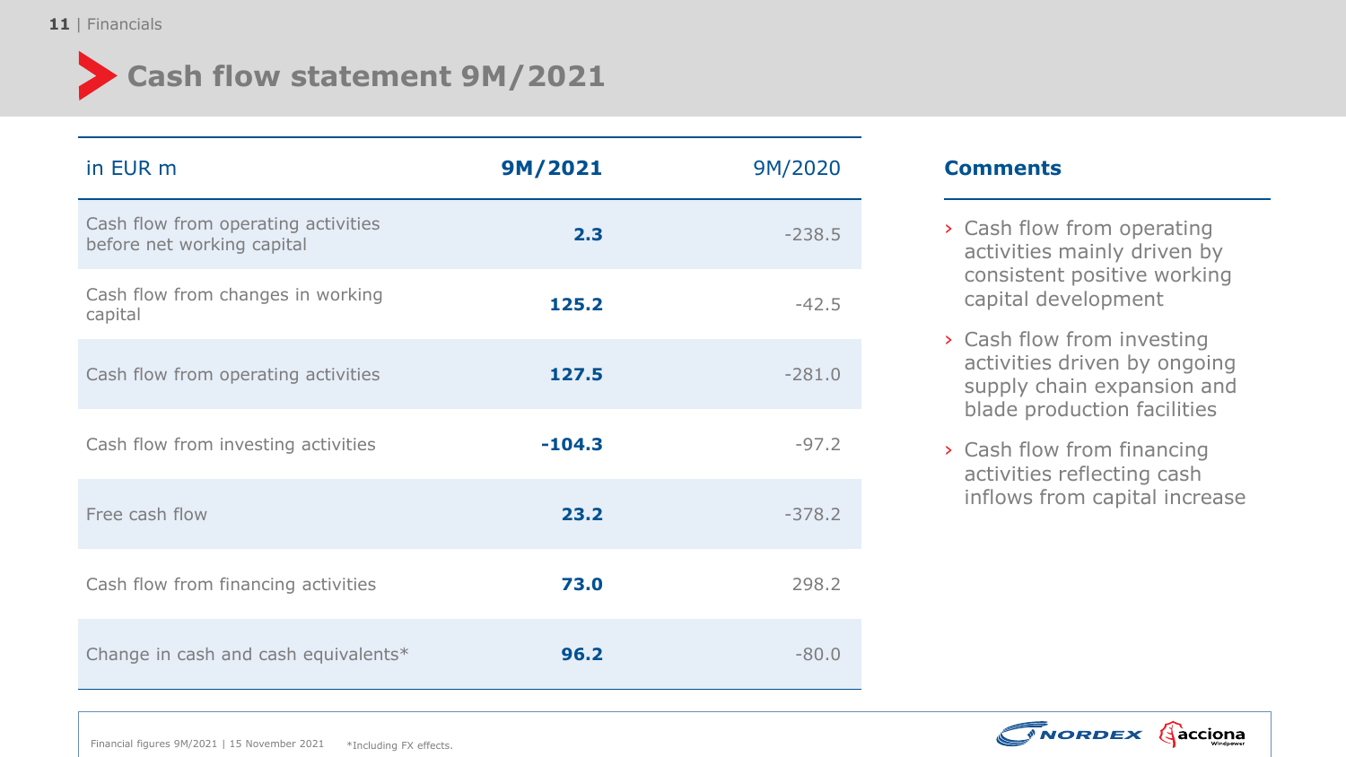# Cash flow statement 9M/2021

| in EUR m | **9M/2021** | 9M/2020 |
|---|---|---|
| Cash flow from operating activities before net working capital | **2.3** | -238.5 |
| Cash flow from changes in working capital | **125.2** | -42.5 |
| Cash flow from operating activities | **127.5** | -281.0 |
| Cash flow from investing activities | **-104.3** | -97.2 |
| Free cash flow | **23.2** | -378.2 |
| Cash flow from financing activities | **73.0** | 298.2 |
| Change in cash and cash equivalents* | **96.2** | -80.0 |

## Comments

- Cash flow from operating activities mainly driven by consistent positive working capital development
- Cash flow from investing activities driven by ongoing supply chain expansion and blade production facilities
- Cash flow from financing activities reflecting cash inflows from capital increase

*Including FX effects.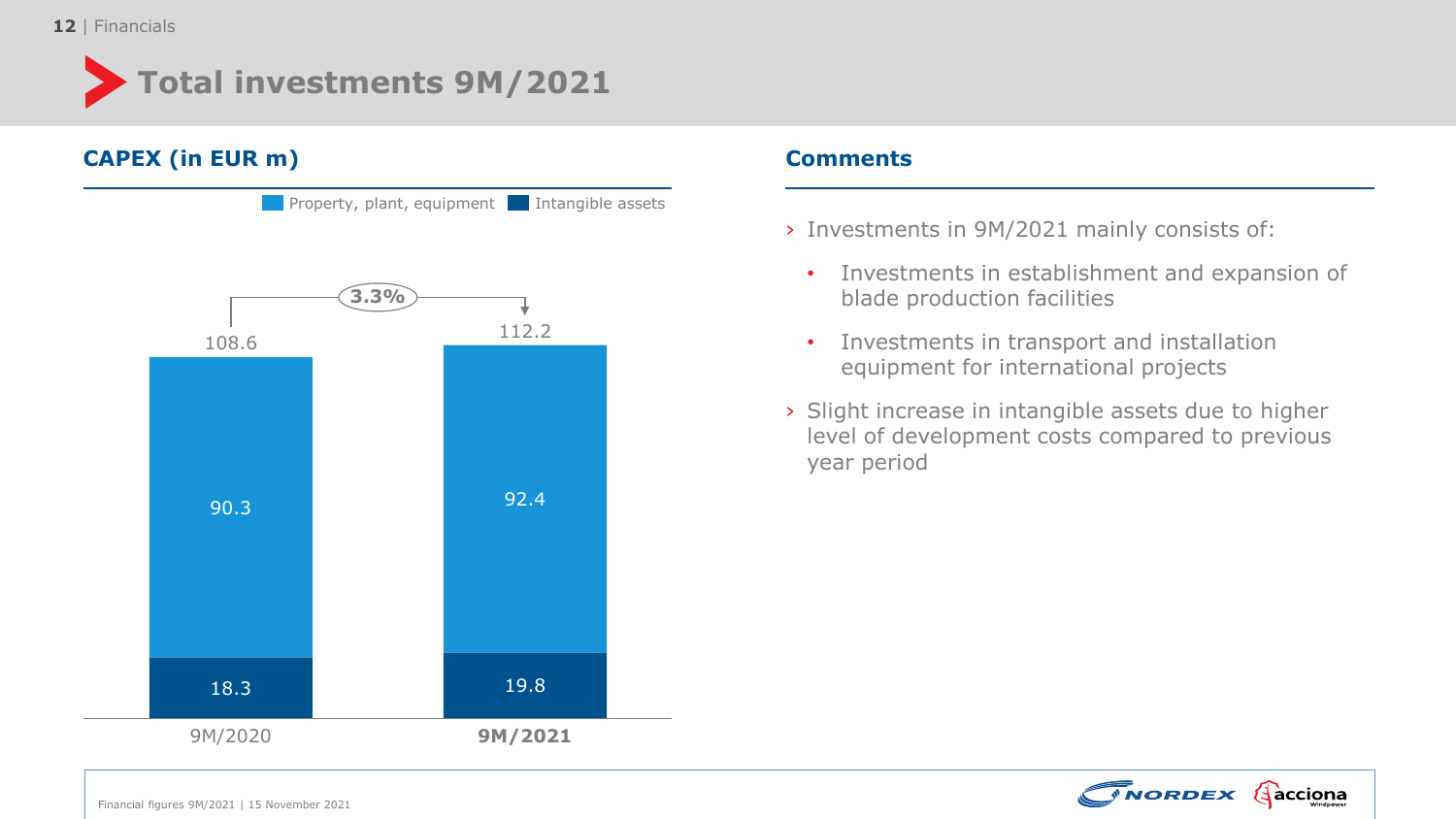# Total investments 9M/2021

## CAPEX (in EUR m)

Property, plant, equipment
Intangible assets

3.3%

108.6
112.2

90.3
92.4

18.3
19.8

9M/2020
**9M/2021**

## Comments

- Investments in 9M/2021 mainly consists of:
  - Investments in establishment and expansion of blade production facilities
  - Investments in transport and installation equipment for international projects
- Slight increase in intangible assets due to higher level of development costs compared to previous year period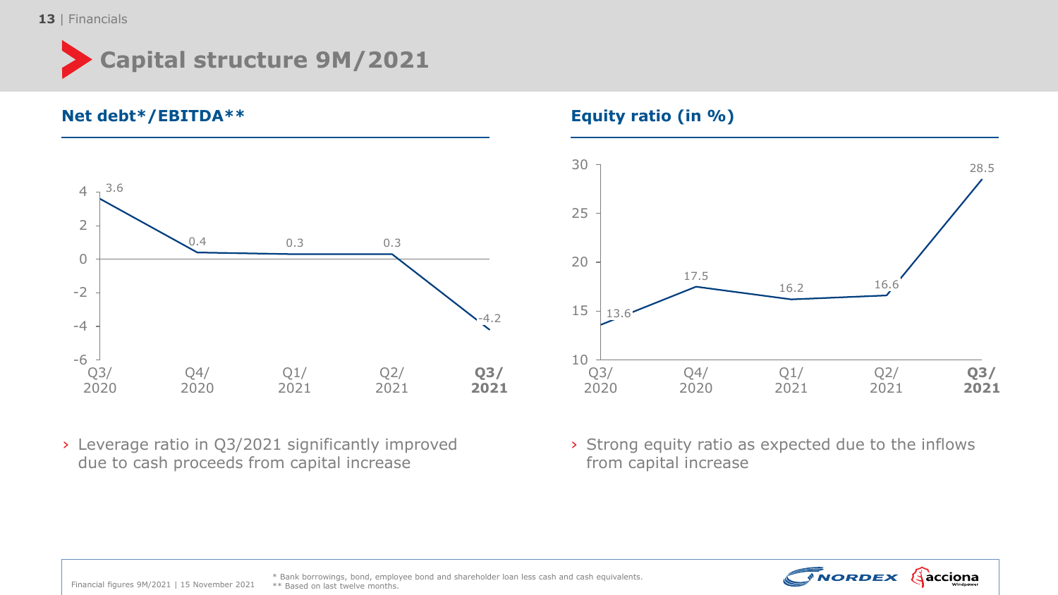# Capital structure 9M/2021

## Net debt*/EBITDA**

4
2
0
-2
-4
-6

3.6
0.4
0.3
0.3
-4.2

Q3/ 2020
Q4/ 2020
Q1/ 2021
Q2/ 2021
**Q3/ 2021**

› Leverage ratio in Q3/2021 significantly improved due to cash proceeds from capital increase

## Equity ratio (in %)

30
25
20
15
10

13.6
17.5
16.2
16.6
28.5

Q3/ 2020
Q4/ 2020
Q1/ 2021
Q2/ 2021
**Q3/ 2021**

› Strong equity ratio as expected due to the inflows from capital increase

\* Bank borrowings, bond, employee bond and shareholder loan less cash and cash equivalents.
** Based on last twelve months.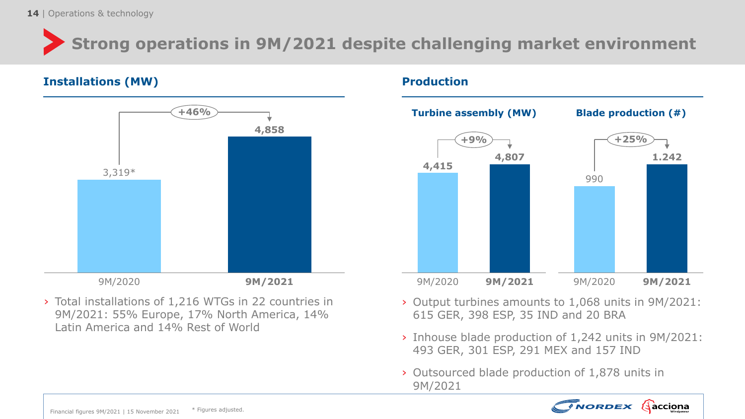# Strong operations in 9M/2021 despite challenging market environment

## Installations (MW)

+46%

3,319*

4,858

9M/2020

**9M/2021**

- Total installations of 1,216 WTGs in 22 countries in 9M/2021: 55% Europe, 17% North America, 14% Latin America and 14% Rest of World

## Production

### Turbine assembly (MW)

+9%

4,415

4,807

9M/2020

**9M/2021**

### Blade production (#)

+25%

990

1.242

9M/2020

**9M/2021**

- Output turbines amounts to 1,068 units in 9M/2021: 615 GER, 398 ESP, 35 IND and 20 BRA
- Inhouse blade production of 1,242 units in 9M/2021: 493 GER, 301 ESP, 291 MEX and 157 IND
- Outsourced blade production of 1,878 units in 9M/2021

* Figures adjusted.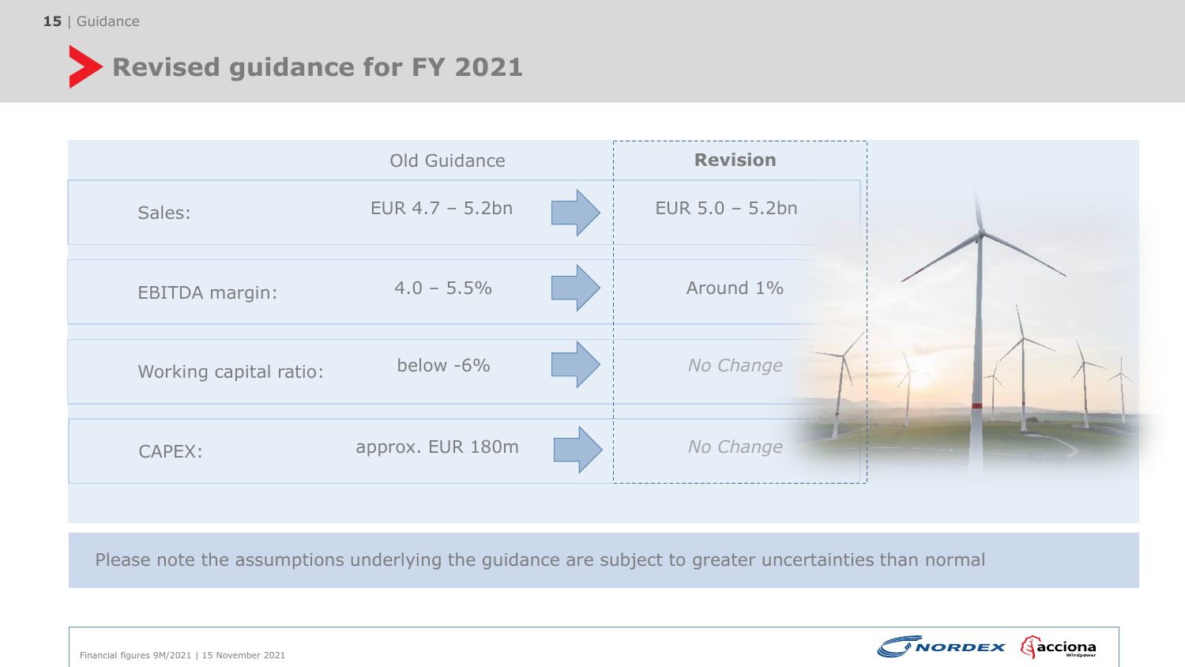# Revised guidance for FY 2021

| | Old Guidance | Revision |
|---|---|---|
| Sales: | EUR 4.7 – 5.2bn | EUR 5.0 – 5.2bn |
| EBITDA margin: | 4.0 – 5.5% | Around 1% |
| Working capital ratio: | below -6% | *No Change* |
| CAPEX: | approx. EUR 180m | *No Change* |

Please note the assumptions underlying the guidance are subject to greater uncertainties than normal

Financial figures 9M/2021 | 15 November 2021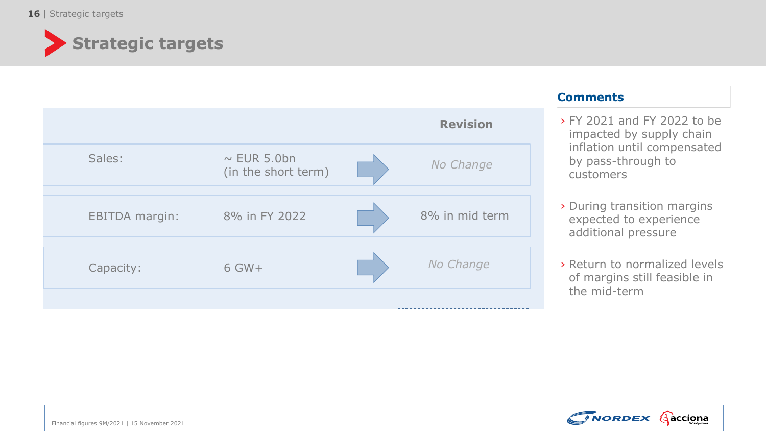# Strategic targets

| | | Revision |
|---|---|---|
| Sales: | ~ EUR 5.0bn (in the short term) | *No Change* |
| EBITDA margin: | 8% in FY 2022 | 8% in mid term |
| Capacity: | 6 GW+ | *No Change* |

## Comments

- FY 2021 and FY 2022 to be impacted by supply chain inflation until compensated by pass-through to customers
- During transition margins expected to experience additional pressure
- Return to normalized levels of margins still feasible in the mid-term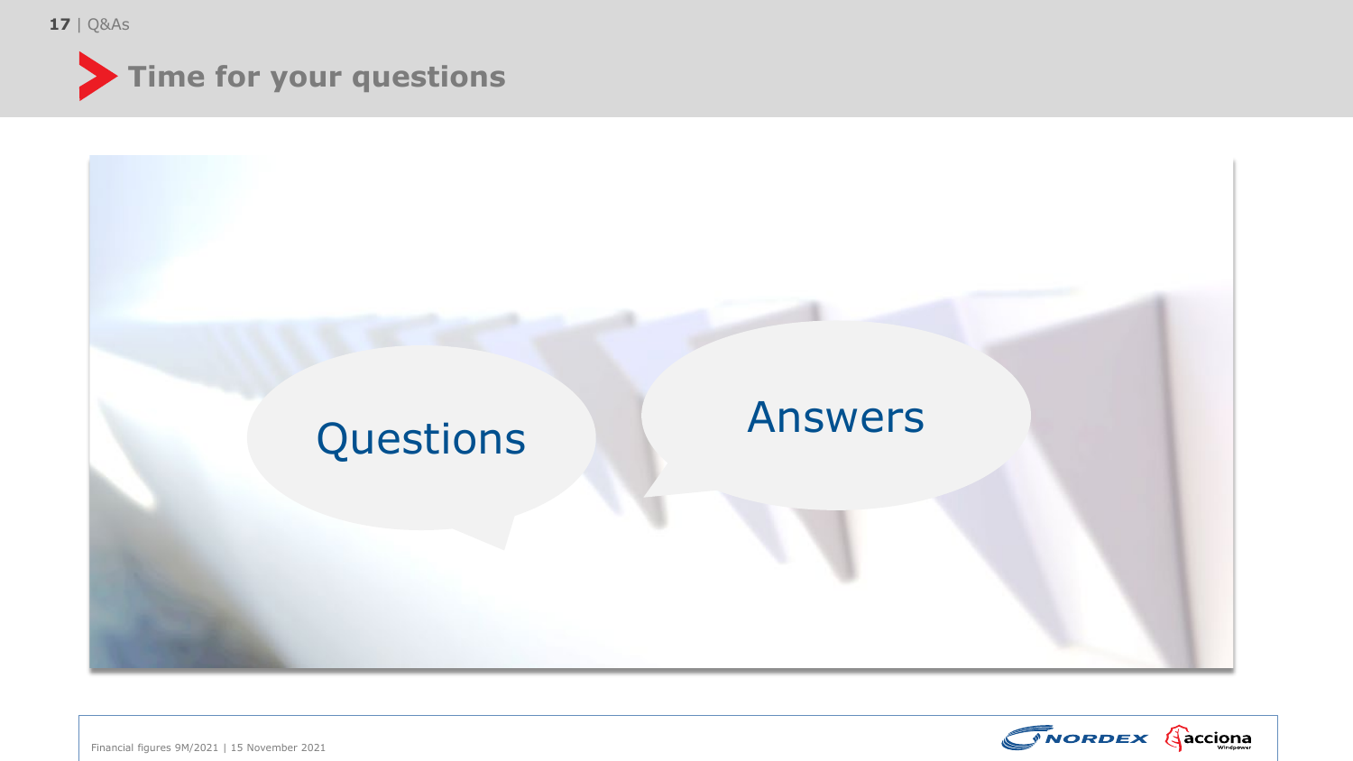# Time for your questions

Questions

Answers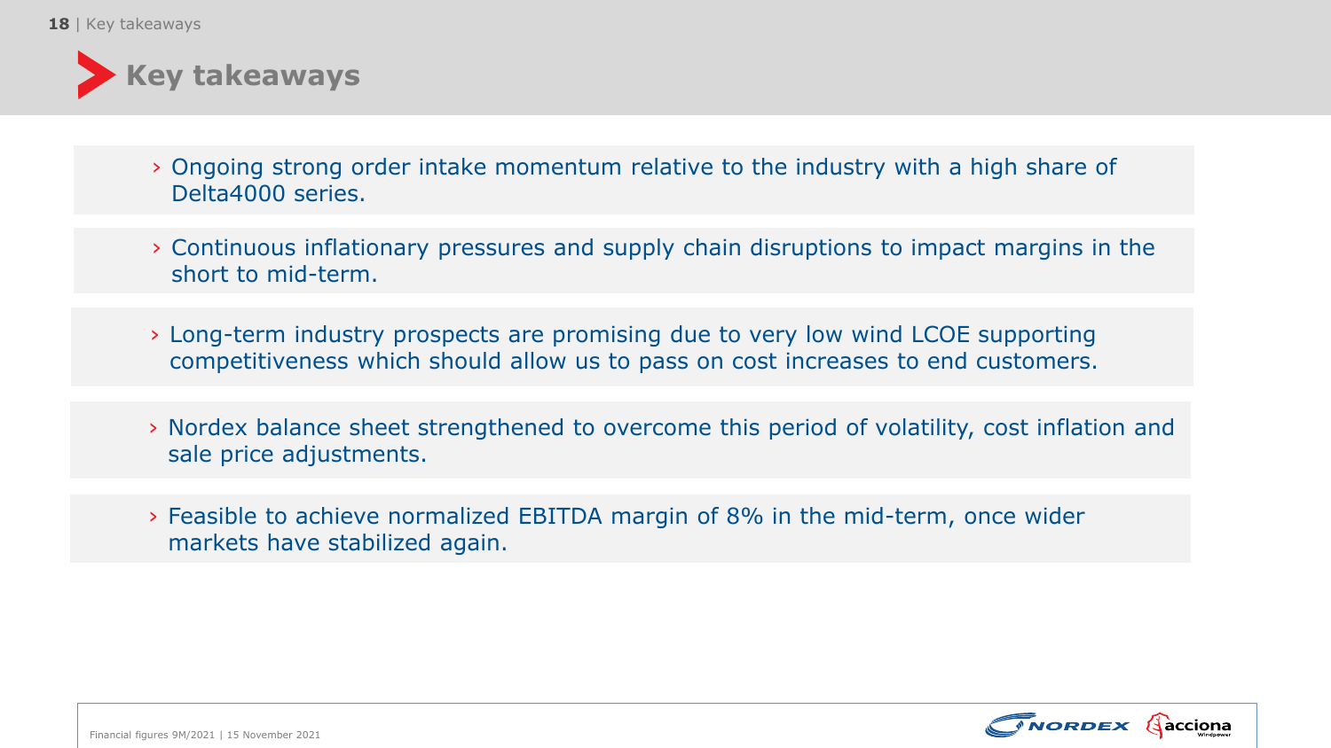# Key takeaways

- Ongoing strong order intake momentum relative to the industry with a high share of Delta4000 series.
- Continuous inflationary pressures and supply chain disruptions to impact margins in the short to mid-term.
- Long-term industry prospects are promising due to very low wind LCOE supporting competitiveness which should allow us to pass on cost increases to end customers.
- Nordex balance sheet strengthened to overcome this period of volatility, cost inflation and sale price adjustments.
- Feasible to achieve normalized EBITDA margin of 8% in the mid-term, once wider markets have stabilized again.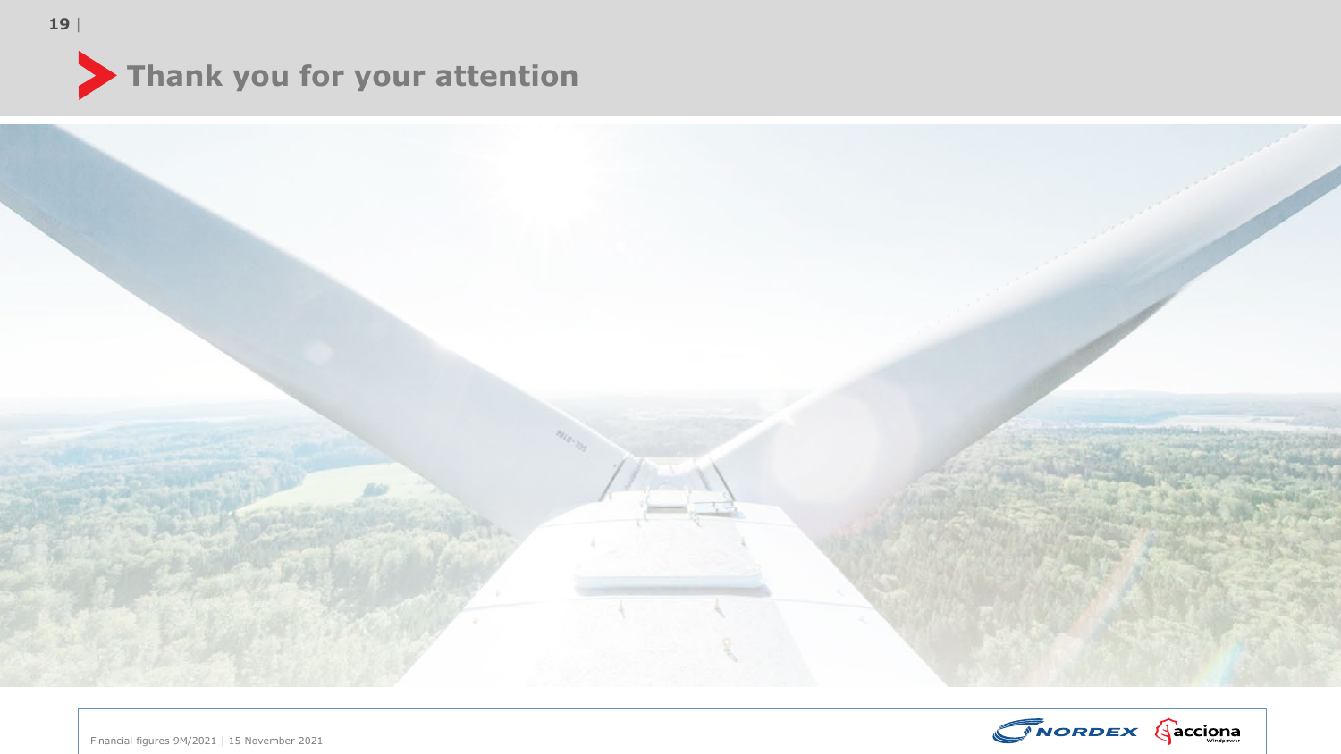# Thank you for your attention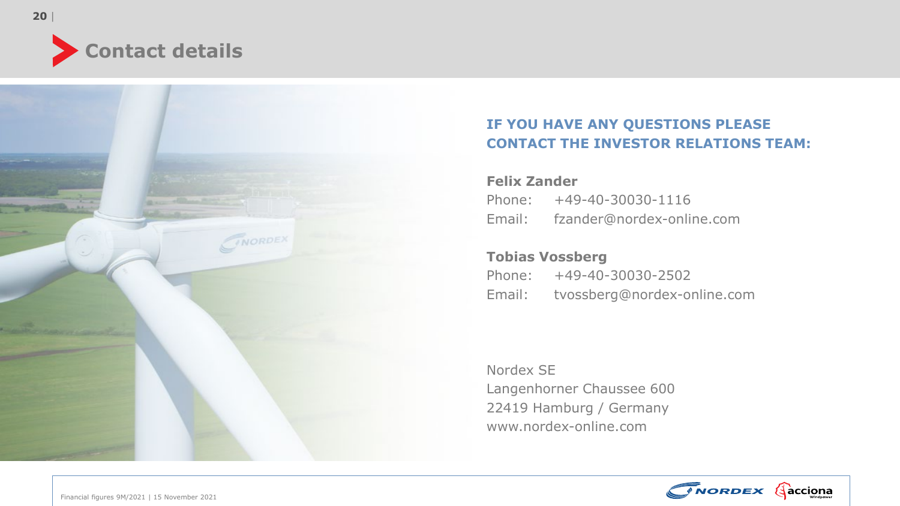# Contact details

**IF YOU HAVE ANY QUESTIONS PLEASE CONTACT THE INVESTOR RELATIONS TEAM:**

**Felix Zander**

Phone: +49-40-30030-1116

Email: fzander@nordex-online.com

**Tobias Vossberg**

Phone: +49-40-30030-2502

Email: tvossberg@nordex-online.com

Nordex SE

Langenhorner Chaussee 600

22419 Hamburg / Germany

www.nordex-online.com